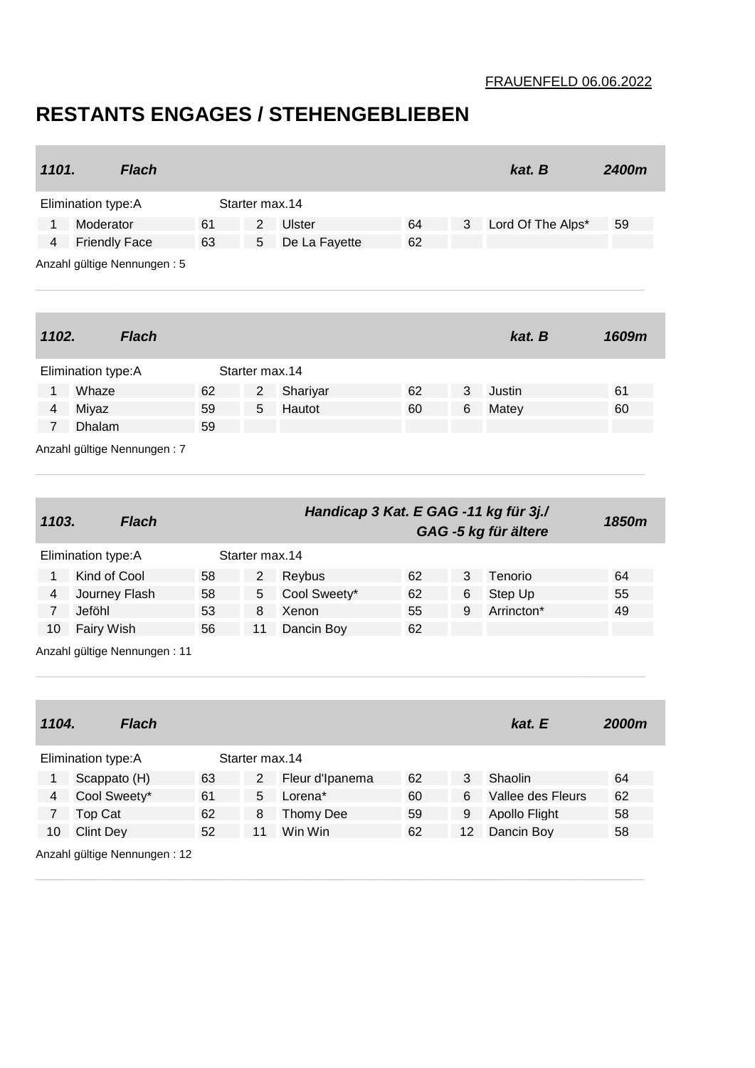FRAUENFELD 06.06.2022

# RESTANTS ENGAGES / STEHENGEBLIEBEN

| *1101.* | *Flach* | | | | | | *kat. B* | *2400m* |
|---|---|---|---|---|---|---|---|---|
| Elimination type:A | | | Starter max.14 | | | | | |
| 1 | Moderator | 61 | 2 | Ulster | 64 | 3 | Lord Of The Alps* | 59 |
| 4 | Friendly Face | 63 | 5 | De La Fayette | 62 | | | |

Anzahl gültige Nennungen : 5

| *1102.* | *Flach* | | | | | | *kat. B* | *1609m* |
|---|---|---|---|---|---|---|---|---|
| Elimination type:A | | | Starter max.14 | | | | | |
| 1 | Whaze | 62 | 2 | Shariyar | 62 | 3 | Justin | 61 |
| 4 | Miyaz | 59 | 5 | Hautot | 60 | 6 | Matey | 60 |
| 7 | Dhalam | 59 | | | | | | |

Anzahl gültige Nennungen : 7

| *1103.* | *Flach* | | | *Handicap 3 Kat. E GAG -11 kg für 3j./ GAG -5 kg für ältere* | | | | *1850m* |
|---|---|---|---|---|---|---|---|---|
| Elimination type:A | | | Starter max.14 | | | | | |
| 1 | Kind of Cool | 58 | 2 | Reybus | 62 | 3 | Tenorio | 64 |
| 4 | Journey Flash | 58 | 5 | Cool Sweety* | 62 | 6 | Step Up | 55 |
| 7 | Jeföhl | 53 | 8 | Xenon | 55 | 9 | Arrincton* | 49 |
| 10 | Fairy Wish | 56 | 11 | Dancin Boy | 62 | | | |

Anzahl gültige Nennungen : 11

| *1104.* | *Flach* | | | | | | *kat. E* | *2000m* |
|---|---|---|---|---|---|---|---|---|
| Elimination type:A | | | Starter max.14 | | | | | |
| 1 | Scappato (H) | 63 | 2 | Fleur d'Ipanema | 62 | 3 | Shaolin | 64 |
| 4 | Cool Sweety* | 61 | 5 | Lorena* | 60 | 6 | Vallee des Fleurs | 62 |
| 7 | Top Cat | 62 | 8 | Thomy Dee | 59 | 9 | Apollo Flight | 58 |
| 10 | Clint Dey | 52 | 11 | Win Win | 62 | 12 | Dancin Boy | 58 |

Anzahl gültige Nennungen : 12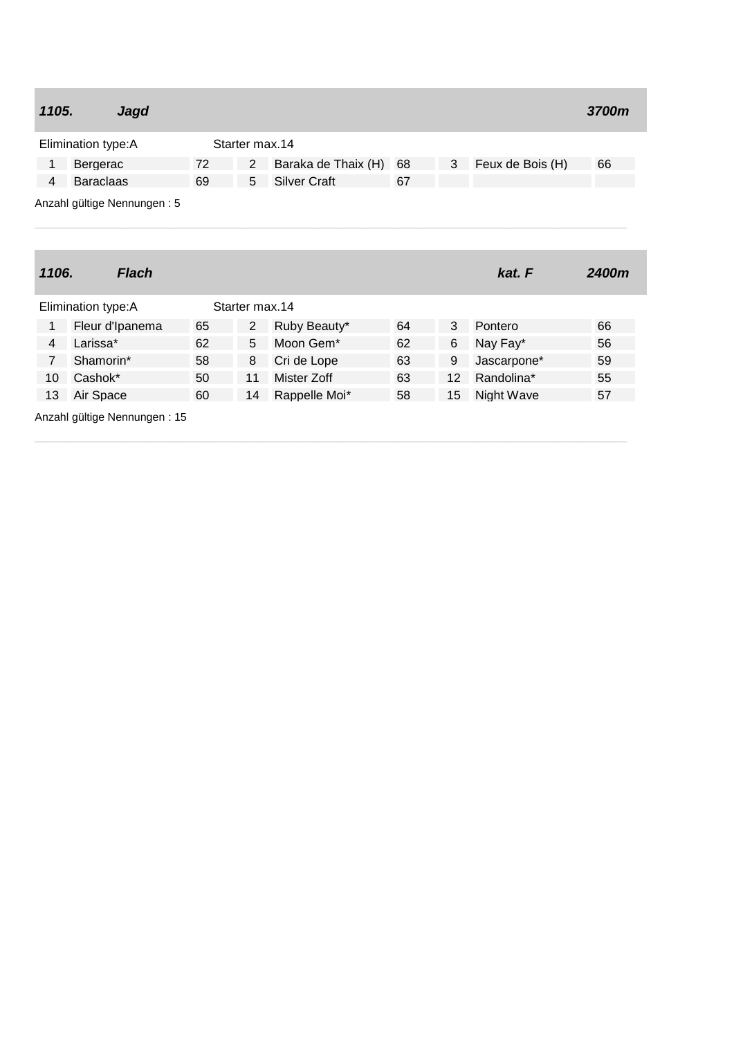### *1105. Jagd* *3700m*

Elimination type:A Starter max.14

| | | | | | | | | |
|---|---|---|---|---|---|---|---|---|
| 1 | Bergerac | 72 | 2 | Baraka de Thaix (H) | 68 | 3 | Feux de Bois (H) | 66 |
| 4 | Baraclaas | 69 | 5 | Silver Craft | 67 | | | |

Anzahl gültige Nennungen : 5

---

### *1106. Flach* *kat. F* *2400m*

Elimination type:A Starter max.14

| | | | | | | | | |
|---|---|---|---|---|---|---|---|---|
| 1 | Fleur d'Ipanema | 65 | 2 | Ruby Beauty* | 64 | 3 | Pontero | 66 |
| 4 | Larissa* | 62 | 5 | Moon Gem* | 62 | 6 | Nay Fay* | 56 |
| 7 | Shamorin* | 58 | 8 | Cri de Lope | 63 | 9 | Jascarpone* | 59 |
| 10 | Cashok* | 50 | 11 | Mister Zoff | 63 | 12 | Randolina* | 55 |
| 13 | Air Space | 60 | 14 | Rappelle Moi* | 58 | 15 | Night Wave | 57 |

Anzahl gültige Nennungen : 15